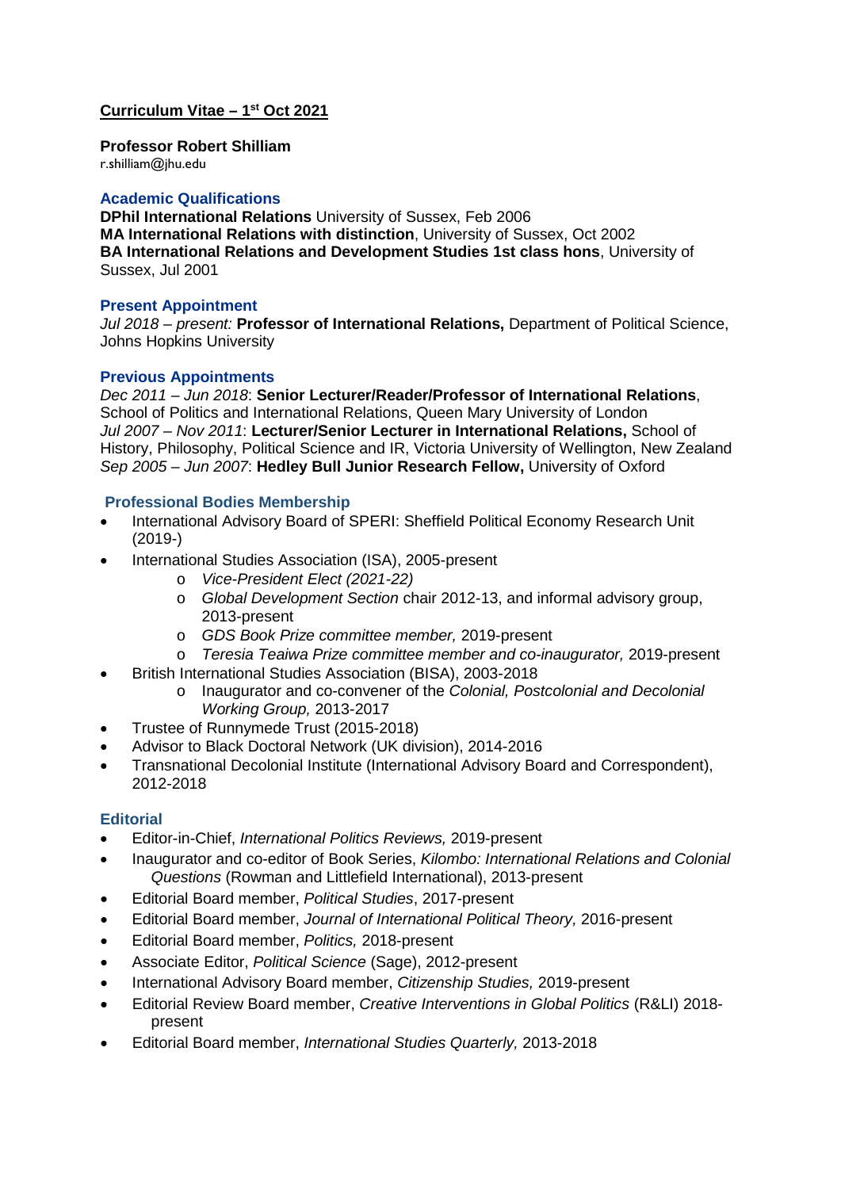**Curriculum Vitae – 1st Oct 2021**

**Professor Robert Shilliam**
r.shilliam@jhu.edu

## Academic Qualifications

**DPhil International Relations** University of Sussex, Feb 2006
**MA International Relations with distinction**, University of Sussex, Oct 2002
**BA International Relations and Development Studies 1st class hons**, University of Sussex, Jul 2001

## Present Appointment

*Jul 2018 – present:* **Professor of International Relations,** Department of Political Science, Johns Hopkins University

## Previous Appointments

*Dec 2011 – Jun 2018*: **Senior Lecturer/Reader/Professor of International Relations**, School of Politics and International Relations, Queen Mary University of London
*Jul 2007 – Nov 2011*: **Lecturer/Senior Lecturer in International Relations,** School of History, Philosophy, Political Science and IR, Victoria University of Wellington, New Zealand
*Sep 2005 – Jun 2007*: **Hedley Bull Junior Research Fellow,** University of Oxford

## Professional Bodies Membership

- International Advisory Board of SPERI: Sheffield Political Economy Research Unit (2019-)
- International Studies Association (ISA), 2005-present
    - *Vice-President Elect (2021-22)*
    - *Global Development Section* chair 2012-13, and informal advisory group, 2013-present
    - *GDS Book Prize committee member,* 2019-present
    - *Teresia Teaiwa Prize committee member and co-inaugurator,* 2019-present
- British International Studies Association (BISA), 2003-2018
    - Inaugurator and co-convener of the *Colonial, Postcolonial and Decolonial Working Group,* 2013-2017
- Trustee of Runnymede Trust (2015-2018)
- Advisor to Black Doctoral Network (UK division), 2014-2016
- Transnational Decolonial Institute (International Advisory Board and Correspondent), 2012-2018

## Editorial

- Editor-in-Chief, *International Politics Reviews,* 2019-present
- Inaugurator and co-editor of Book Series, *Kilombo: International Relations and Colonial Questions* (Rowman and Littlefield International), 2013-present
- Editorial Board member, *Political Studies*, 2017-present
- Editorial Board member, *Journal of International Political Theory,* 2016-present
- Editorial Board member, *Politics,* 2018-present
- Associate Editor, *Political Science* (Sage), 2012-present
- International Advisory Board member, *Citizenship Studies,* 2019-present
- Editorial Review Board member, *Creative Interventions in Global Politics* (R&LI) 2018-present
- Editorial Board member, *International Studies Quarterly,* 2013-2018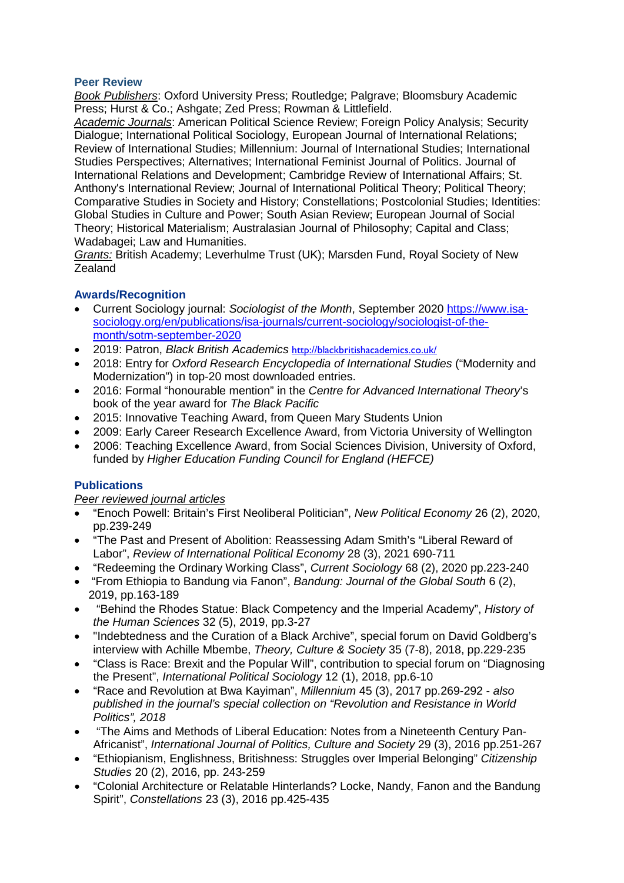## Peer Review

*Book Publishers*: Oxford University Press; Routledge; Palgrave; Bloomsbury Academic Press; Hurst & Co.; Ashgate; Zed Press; Rowman & Littlefield.

*Academic Journals*: American Political Science Review; Foreign Policy Analysis; Security Dialogue; International Political Sociology, European Journal of International Relations; Review of International Studies; Millennium: Journal of International Studies; International Studies Perspectives; Alternatives; International Feminist Journal of Politics. Journal of International Relations and Development; Cambridge Review of International Affairs; St. Anthony's International Review; Journal of International Political Theory; Political Theory; Comparative Studies in Society and History; Constellations; Postcolonial Studies; Identities: Global Studies in Culture and Power; South Asian Review; European Journal of Social Theory; Historical Materialism; Australasian Journal of Philosophy; Capital and Class; Wadabagei; Law and Humanities.

*Grants:* British Academy; Leverhulme Trust (UK); Marsden Fund, Royal Society of New Zealand

## Awards/Recognition

- Current Sociology journal: *Sociologist of the Month*, September 2020 https://www.isa-sociology.org/en/publications/isa-journals/current-sociology/sociologist-of-the-month/sotm-september-2020
- 2019: Patron, *Black British Academics* http://blackbritishacademics.co.uk/
- 2018: Entry for *Oxford Research Encyclopedia of International Studies* ("Modernity and Modernization") in top-20 most downloaded entries.
- 2016: Formal "honourable mention" in the *Centre for Advanced International Theory*'s book of the year award for *The Black Pacific*
- 2015: Innovative Teaching Award, from Queen Mary Students Union
- 2009: Early Career Research Excellence Award, from Victoria University of Wellington
- 2006: Teaching Excellence Award, from Social Sciences Division, University of Oxford, funded by *Higher Education Funding Council for England (HEFCE)*

## Publications

*Peer reviewed journal articles*

- "Enoch Powell: Britain's First Neoliberal Politician", *New Political Economy* 26 (2), 2020, pp.239-249
- "The Past and Present of Abolition: Reassessing Adam Smith's "Liberal Reward of Labor", *Review of International Political Economy* 28 (3), 2021 690-711
- "Redeeming the Ordinary Working Class", *Current Sociology* 68 (2), 2020 pp.223-240
- "From Ethiopia to Bandung via Fanon", *Bandung: Journal of the Global South* 6 (2), 2019, pp.163-189
- "Behind the Rhodes Statue: Black Competency and the Imperial Academy", *History of the Human Sciences* 32 (5), 2019, pp.3-27
- "Indebtedness and the Curation of a Black Archive", special forum on David Goldberg's interview with Achille Mbembe, *Theory, Culture & Society* 35 (7-8), 2018, pp.229-235
- "Class is Race: Brexit and the Popular Will", contribution to special forum on "Diagnosing the Present", *International Political Sociology* 12 (1), 2018, pp.6-10
- "Race and Revolution at Bwa Kayiman", *Millennium* 45 (3), 2017 pp.269-292 - *also published in the journal's special collection on "Revolution and Resistance in World Politics", 2018*
- "The Aims and Methods of Liberal Education: Notes from a Nineteenth Century Pan-Africanist", *International Journal of Politics, Culture and Society* 29 (3), 2016 pp.251-267
- "Ethiopianism, Englishness, Britishness: Struggles over Imperial Belonging" *Citizenship Studies* 20 (2), 2016, pp. 243-259
- "Colonial Architecture or Relatable Hinterlands? Locke, Nandy, Fanon and the Bandung Spirit", *Constellations* 23 (3), 2016 pp.425-435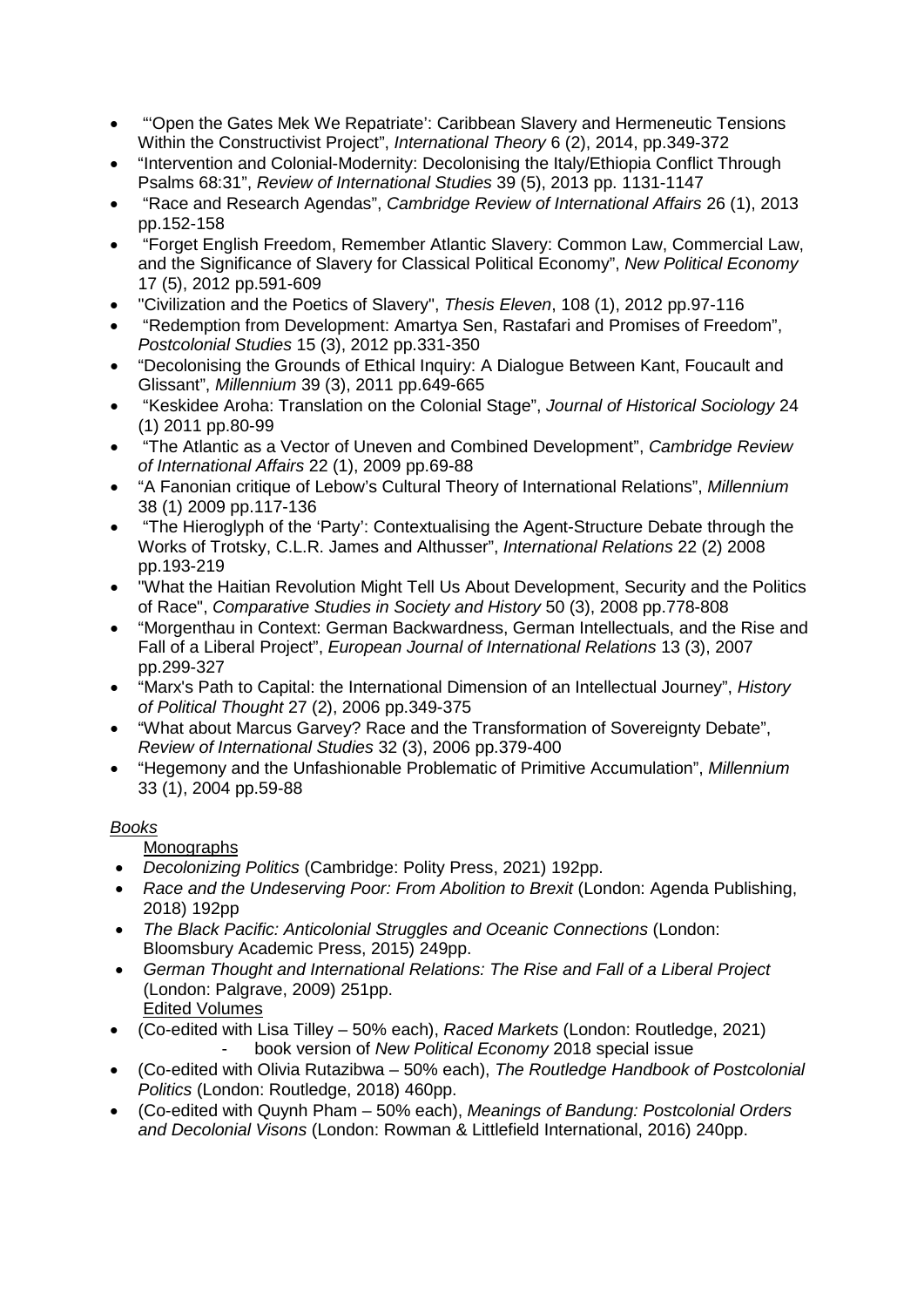- "'Open the Gates Mek We Repatriate': Caribbean Slavery and Hermeneutic Tensions Within the Constructivist Project", *International Theory* 6 (2), 2014, pp.349-372
- "Intervention and Colonial-Modernity: Decolonising the Italy/Ethiopia Conflict Through Psalms 68:31", *Review of International Studies* 39 (5), 2013 pp. 1131-1147
- "Race and Research Agendas", *Cambridge Review of International Affairs* 26 (1), 2013 pp.152-158
- "Forget English Freedom, Remember Atlantic Slavery: Common Law, Commercial Law, and the Significance of Slavery for Classical Political Economy", *New Political Economy* 17 (5), 2012 pp.591-609
- "Civilization and the Poetics of Slavery", *Thesis Eleven*, 108 (1), 2012 pp.97-116
- "Redemption from Development: Amartya Sen, Rastafari and Promises of Freedom", *Postcolonial Studies* 15 (3), 2012 pp.331-350
- "Decolonising the Grounds of Ethical Inquiry: A Dialogue Between Kant, Foucault and Glissant", *Millennium* 39 (3), 2011 pp.649-665
- "Keskidee Aroha: Translation on the Colonial Stage", *Journal of Historical Sociology* 24 (1) 2011 pp.80-99
- "The Atlantic as a Vector of Uneven and Combined Development", *Cambridge Review of International Affairs* 22 (1), 2009 pp.69-88
- "A Fanonian critique of Lebow's Cultural Theory of International Relations", *Millennium* 38 (1) 2009 pp.117-136
- "The Hieroglyph of the 'Party': Contextualising the Agent-Structure Debate through the Works of Trotsky, C.L.R. James and Althusser", *International Relations* 22 (2) 2008 pp.193-219
- "What the Haitian Revolution Might Tell Us About Development, Security and the Politics of Race", *Comparative Studies in Society and History* 50 (3), 2008 pp.778-808
- "Morgenthau in Context: German Backwardness, German Intellectuals, and the Rise and Fall of a Liberal Project", *European Journal of International Relations* 13 (3), 2007 pp.299-327
- "Marx's Path to Capital: the International Dimension of an Intellectual Journey", *History of Political Thought* 27 (2), 2006 pp.349-375
- "What about Marcus Garvey? Race and the Transformation of Sovereignty Debate", *Review of International Studies* 32 (3), 2006 pp.379-400
- "Hegemony and the Unfashionable Problematic of Primitive Accumulation", *Millennium* 33 (1), 2004 pp.59-88

*Books*

Monographs

- *Decolonizing Politics* (Cambridge: Polity Press, 2021) 192pp.
- *Race and the Undeserving Poor: From Abolition to Brexit* (London: Agenda Publishing, 2018) 192pp
- *The Black Pacific: Anticolonial Struggles and Oceanic Connections* (London: Bloomsbury Academic Press, 2015) 249pp.
- *German Thought and International Relations: The Rise and Fall of a Liberal Project* (London: Palgrave, 2009) 251pp.

Edited Volumes

- (Co-edited with Lisa Tilley – 50% each), *Raced Markets* (London: Routledge, 2021)
  - book version of *New Political Economy* 2018 special issue
- (Co-edited with Olivia Rutazibwa – 50% each), *The Routledge Handbook of Postcolonial Politics* (London: Routledge, 2018) 460pp.
- (Co-edited with Quynh Pham – 50% each), *Meanings of Bandung: Postcolonial Orders and Decolonial Visons* (London: Rowman & Littlefield International, 2016) 240pp.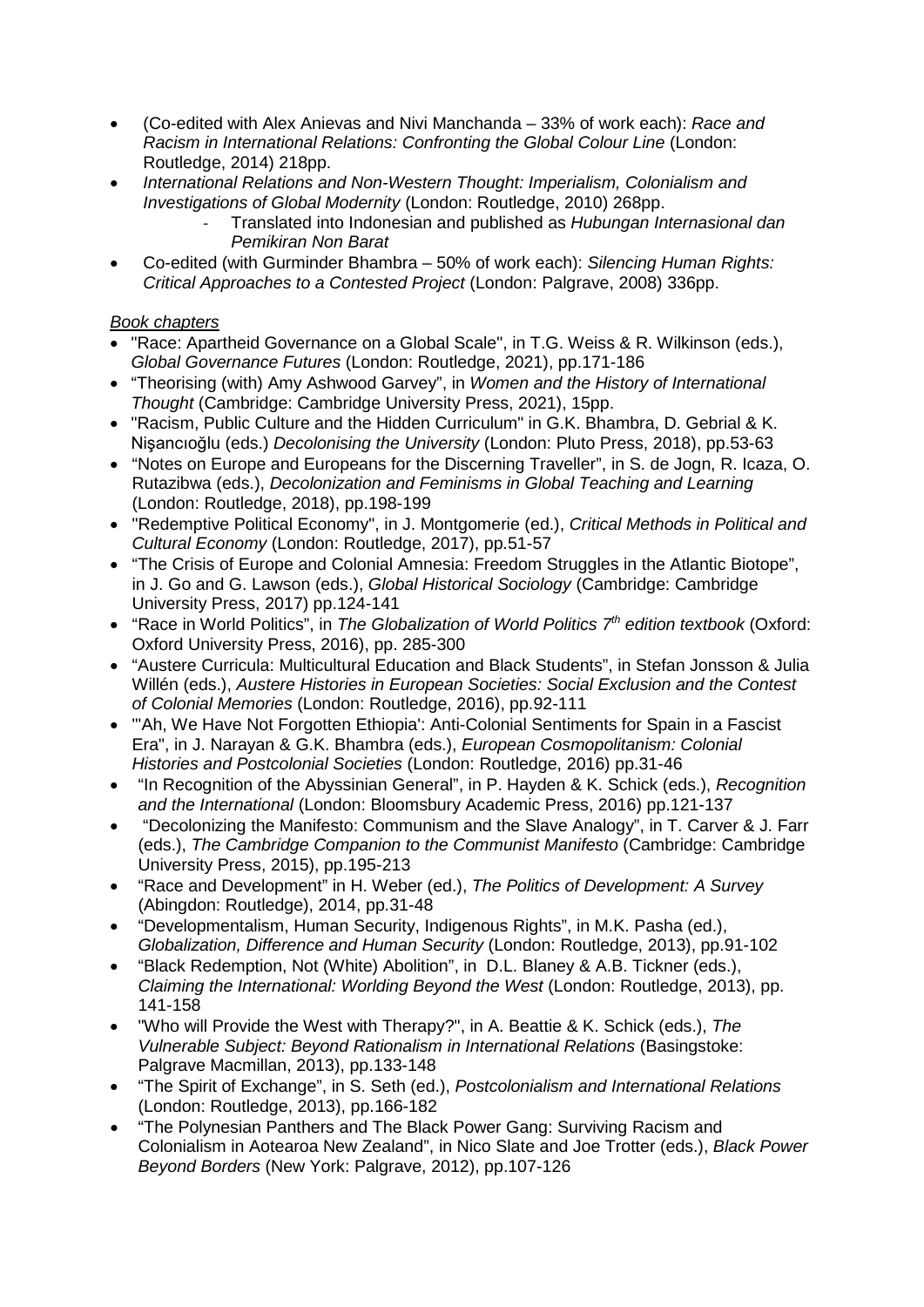- (Co-edited with Alex Anievas and Nivi Manchanda – 33% of work each): *Race and Racism in International Relations: Confronting the Global Colour Line* (London: Routledge, 2014) 218pp.
- *International Relations and Non-Western Thought: Imperialism, Colonialism and Investigations of Global Modernity* (London: Routledge, 2010) 268pp.
    - Translated into Indonesian and published as *Hubungan Internasional dan Pemikiran Non Barat*
- Co-edited (with Gurminder Bhambra – 50% of work each): *Silencing Human Rights: Critical Approaches to a Contested Project* (London: Palgrave, 2008) 336pp.

*Book chapters*

- "Race: Apartheid Governance on a Global Scale", in T.G. Weiss & R. Wilkinson (eds.), *Global Governance Futures* (London: Routledge, 2021), pp.171-186
- "Theorising (with) Amy Ashwood Garvey", in *Women and the History of International Thought* (Cambridge: Cambridge University Press, 2021), 15pp.
- "Racism, Public Culture and the Hidden Curriculum" in G.K. Bhambra, D. Gebrial & K. Nişancıoğlu (eds.) *Decolonising the University* (London: Pluto Press, 2018), pp.53-63
- "Notes on Europe and Europeans for the Discerning Traveller", in S. de Jogn, R. Icaza, O. Rutazibwa (eds.), *Decolonization and Feminisms in Global Teaching and Learning* (London: Routledge, 2018), pp.198-199
- "Redemptive Political Economy", in J. Montgomerie (ed.), *Critical Methods in Political and Cultural Economy* (London: Routledge, 2017), pp.51-57
- "The Crisis of Europe and Colonial Amnesia: Freedom Struggles in the Atlantic Biotope", in J. Go and G. Lawson (eds.), *Global Historical Sociology* (Cambridge: Cambridge University Press, 2017) pp.124-141
- "Race in World Politics", in *The Globalization of World Politics 7th edition textbook* (Oxford: Oxford University Press, 2016), pp. 285-300
- "Austere Curricula: Multicultural Education and Black Students", in Stefan Jonsson & Julia Willén (eds.), *Austere Histories in European Societies: Social Exclusion and the Contest of Colonial Memories* (London: Routledge, 2016), pp.92-111
- "'Ah, We Have Not Forgotten Ethiopia': Anti-Colonial Sentiments for Spain in a Fascist Era", in J. Narayan & G.K. Bhambra (eds.), *European Cosmopolitanism: Colonial Histories and Postcolonial Societies* (London: Routledge, 2016) pp.31-46
- "In Recognition of the Abyssinian General", in P. Hayden & K. Schick (eds.), *Recognition and the International* (London: Bloomsbury Academic Press, 2016) pp.121-137
- "Decolonizing the Manifesto: Communism and the Slave Analogy", in T. Carver & J. Farr (eds.), *The Cambridge Companion to the Communist Manifesto* (Cambridge: Cambridge University Press, 2015), pp.195-213
- "Race and Development" in H. Weber (ed.), *The Politics of Development: A Survey* (Abingdon: Routledge), 2014, pp.31-48
- "Developmentalism, Human Security, Indigenous Rights", in M.K. Pasha (ed.), *Globalization, Difference and Human Security* (London: Routledge, 2013), pp.91-102
- "Black Redemption, Not (White) Abolition", in D.L. Blaney & A.B. Tickner (eds.), *Claiming the International: Worlding Beyond the West* (London: Routledge, 2013), pp. 141-158
- "Who will Provide the West with Therapy?", in A. Beattie & K. Schick (eds.), *The Vulnerable Subject: Beyond Rationalism in International Relations* (Basingstoke: Palgrave Macmillan, 2013), pp.133-148
- "The Spirit of Exchange", in S. Seth (ed.), *Postcolonialism and International Relations* (London: Routledge, 2013), pp.166-182
- "The Polynesian Panthers and The Black Power Gang: Surviving Racism and Colonialism in Aotearoa New Zealand", in Nico Slate and Joe Trotter (eds.), *Black Power Beyond Borders* (New York: Palgrave, 2012), pp.107-126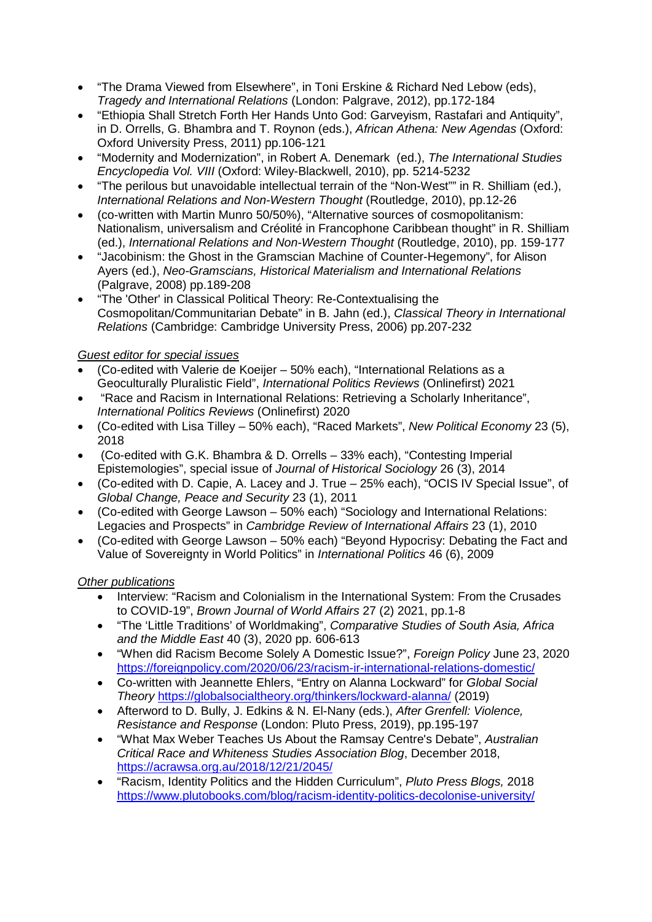- "The Drama Viewed from Elsewhere", in Toni Erskine & Richard Ned Lebow (eds), *Tragedy and International Relations* (London: Palgrave, 2012), pp.172-184
- "Ethiopia Shall Stretch Forth Her Hands Unto God: Garveyism, Rastafari and Antiquity", in D. Orrells, G. Bhambra and T. Roynon (eds.), *African Athena: New Agendas* (Oxford: Oxford University Press, 2011) pp.106-121
- "Modernity and Modernization", in Robert A. Denemark (ed.), *The International Studies Encyclopedia Vol. VIII* (Oxford: Wiley-Blackwell, 2010), pp. 5214-5232
- "The perilous but unavoidable intellectual terrain of the "Non-West"" in R. Shilliam (ed.), *International Relations and Non-Western Thought* (Routledge, 2010), pp.12-26
- (co-written with Martin Munro 50/50%), "Alternative sources of cosmopolitanism: Nationalism, universalism and Créolité in Francophone Caribbean thought" in R. Shilliam (ed.), *International Relations and Non-Western Thought* (Routledge, 2010), pp. 159-177
- "Jacobinism: the Ghost in the Gramscian Machine of Counter-Hegemony", for Alison Ayers (ed.), *Neo-Gramscians, Historical Materialism and International Relations* (Palgrave, 2008) pp.189-208
- "The 'Other' in Classical Political Theory: Re-Contextualising the Cosmopolitan/Communitarian Debate" in B. Jahn (ed.), *Classical Theory in International Relations* (Cambridge: Cambridge University Press, 2006) pp.207-232

_Guest editor for special issues_

- (Co-edited with Valerie de Koeijer – 50% each), "International Relations as a Geoculturally Pluralistic Field", *International Politics Reviews* (Onlinefirst) 2021
- "Race and Racism in International Relations: Retrieving a Scholarly Inheritance", *International Politics Reviews* (Onlinefirst) 2020
- (Co-edited with Lisa Tilley – 50% each), "Raced Markets", *New Political Economy* 23 (5), 2018
- (Co-edited with G.K. Bhambra & D. Orrells – 33% each), "Contesting Imperial Epistemologies", special issue of *Journal of Historical Sociology* 26 (3), 2014
- (Co-edited with D. Capie, A. Lacey and J. True – 25% each), "OCIS IV Special Issue", of *Global Change, Peace and Security* 23 (1), 2011
- (Co-edited with George Lawson – 50% each) "Sociology and International Relations: Legacies and Prospects" in *Cambridge Review of International Affairs* 23 (1), 2010
- (Co-edited with George Lawson – 50% each) "Beyond Hypocrisy: Debating the Fact and Value of Sovereignty in World Politics" in *International Politics* 46 (6), 2009

_Other publications_

- Interview: "Racism and Colonialism in the International System: From the Crusades to COVID-19", *Brown Journal of World Affairs* 27 (2) 2021, pp.1-8
- "The 'Little Traditions' of Worldmaking", *Comparative Studies of South Asia, Africa and the Middle East* 40 (3), 2020 pp. 606-613
- "When did Racism Become Solely A Domestic Issue?", *Foreign Policy* June 23, 2020 https://foreignpolicy.com/2020/06/23/racism-ir-international-relations-domestic/
- Co-written with Jeannette Ehlers, "Entry on Alanna Lockward" for *Global Social Theory* https://globalsocialtheory.org/thinkers/lockward-alanna/ (2019)
- Afterword to D. Bully, J. Edkins & N. El-Nany (eds.), *After Grenfell: Violence, Resistance and Response* (London: Pluto Press, 2019), pp.195-197
- "What Max Weber Teaches Us About the Ramsay Centre's Debate", *Australian Critical Race and Whiteness Studies Association Blog*, December 2018, https://acrawsa.org.au/2018/12/21/2045/
- "Racism, Identity Politics and the Hidden Curriculum", *Pluto Press Blogs,* 2018 https://www.plutobooks.com/blog/racism-identity-politics-decolonise-university/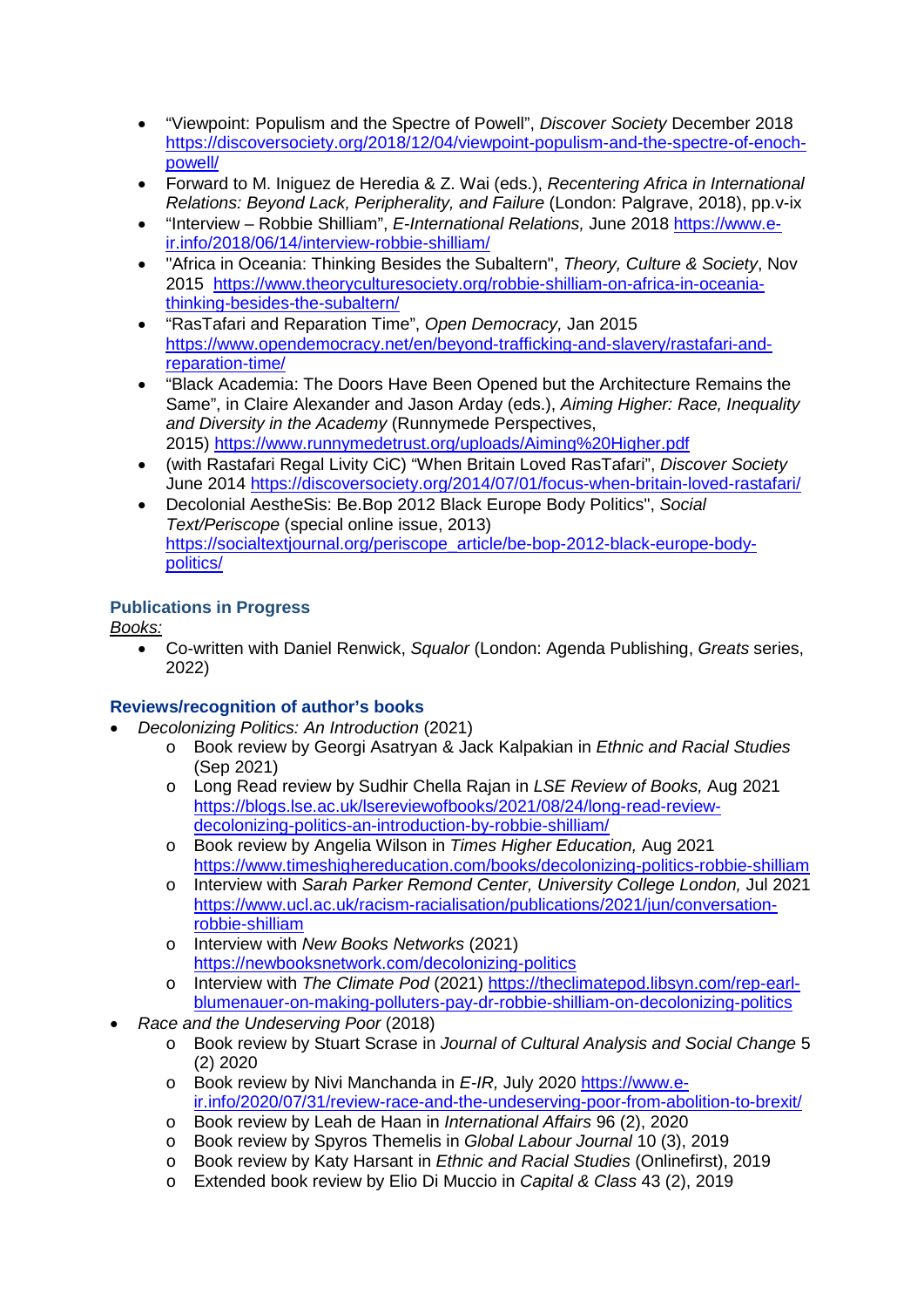- "Viewpoint: Populism and the Spectre of Powell", *Discover Society* December 2018 https://discoversociety.org/2018/12/04/viewpoint-populism-and-the-spectre-of-enoch-powell/
- Forward to M. Iniguez de Heredia & Z. Wai (eds.), *Recentering Africa in International Relations: Beyond Lack, Peripherality, and Failure* (London: Palgrave, 2018), pp.v-ix
- "Interview – Robbie Shilliam", *E-International Relations,* June 2018 https://www.e-ir.info/2018/06/14/interview-robbie-shilliam/
- "Africa in Oceania: Thinking Besides the Subaltern", *Theory, Culture & Society*, Nov 2015 https://www.theoryculturesociety.org/robbie-shilliam-on-africa-in-oceania-thinking-besides-the-subaltern/
- "RasTafari and Reparation Time", *Open Democracy,* Jan 2015 https://www.opendemocracy.net/en/beyond-trafficking-and-slavery/rastafari-and-reparation-time/
- "Black Academia: The Doors Have Been Opened but the Architecture Remains the Same", in Claire Alexander and Jason Arday (eds.), *Aiming Higher: Race, Inequality and Diversity in the Academy* (Runnymede Perspectives, 2015) https://www.runnymedetrust.org/uploads/Aiming%20Higher.pdf
- (with Rastafari Regal Livity CiC) "When Britain Loved RasTafari", *Discover Society* June 2014 https://discoversociety.org/2014/07/01/focus-when-britain-loved-rastafari/
- Decolonial AestheSis: Be.Bop 2012 Black Europe Body Politics", *Social Text/Periscope* (special online issue, 2013) https://socialtextjournal.org/periscope_article/be-bop-2012-black-europe-body-politics/

### Publications in Progress

*Books:*

- Co-written with Daniel Renwick, *Squalor* (London: Agenda Publishing, *Greats* series, 2022)

### Reviews/recognition of author's books

- *Decolonizing Politics: An Introduction* (2021)
  - Book review by Georgi Asatryan & Jack Kalpakian in *Ethnic and Racial Studies* (Sep 2021)
  - Long Read review by Sudhir Chella Rajan in *LSE Review of Books,* Aug 2021 https://blogs.lse.ac.uk/lsereviewofbooks/2021/08/24/long-read-review-decolonizing-politics-an-introduction-by-robbie-shilliam/
  - Book review by Angelia Wilson in *Times Higher Education,* Aug 2021 https://www.timeshighereducation.com/books/decolonizing-politics-robbie-shilliam
  - Interview with *Sarah Parker Remond Center, University College London,* Jul 2021 https://www.ucl.ac.uk/racism-racialisation/publications/2021/jun/conversation-robbie-shilliam
  - Interview with *New Books Networks* (2021) https://newbooksnetwork.com/decolonizing-politics
  - Interview with *The Climate Pod* (2021) https://theclimatepod.libsyn.com/rep-earl-blumenauer-on-making-polluters-pay-dr-robbie-shilliam-on-decolonizing-politics
- *Race and the Undeserving Poor* (2018)
  - Book review by Stuart Scrase in *Journal of Cultural Analysis and Social Change* 5 (2) 2020
  - Book review by Nivi Manchanda in *E-IR,* July 2020 https://www.e-ir.info/2020/07/31/review-race-and-the-undeserving-poor-from-abolition-to-brexit/
  - Book review by Leah de Haan in *International Affairs* 96 (2), 2020
  - Book review by Spyros Themelis in *Global Labour Journal* 10 (3), 2019
  - Book review by Katy Harsant in *Ethnic and Racial Studies* (Onlinefirst), 2019
  - Extended book review by Elio Di Muccio in *Capital & Class* 43 (2), 2019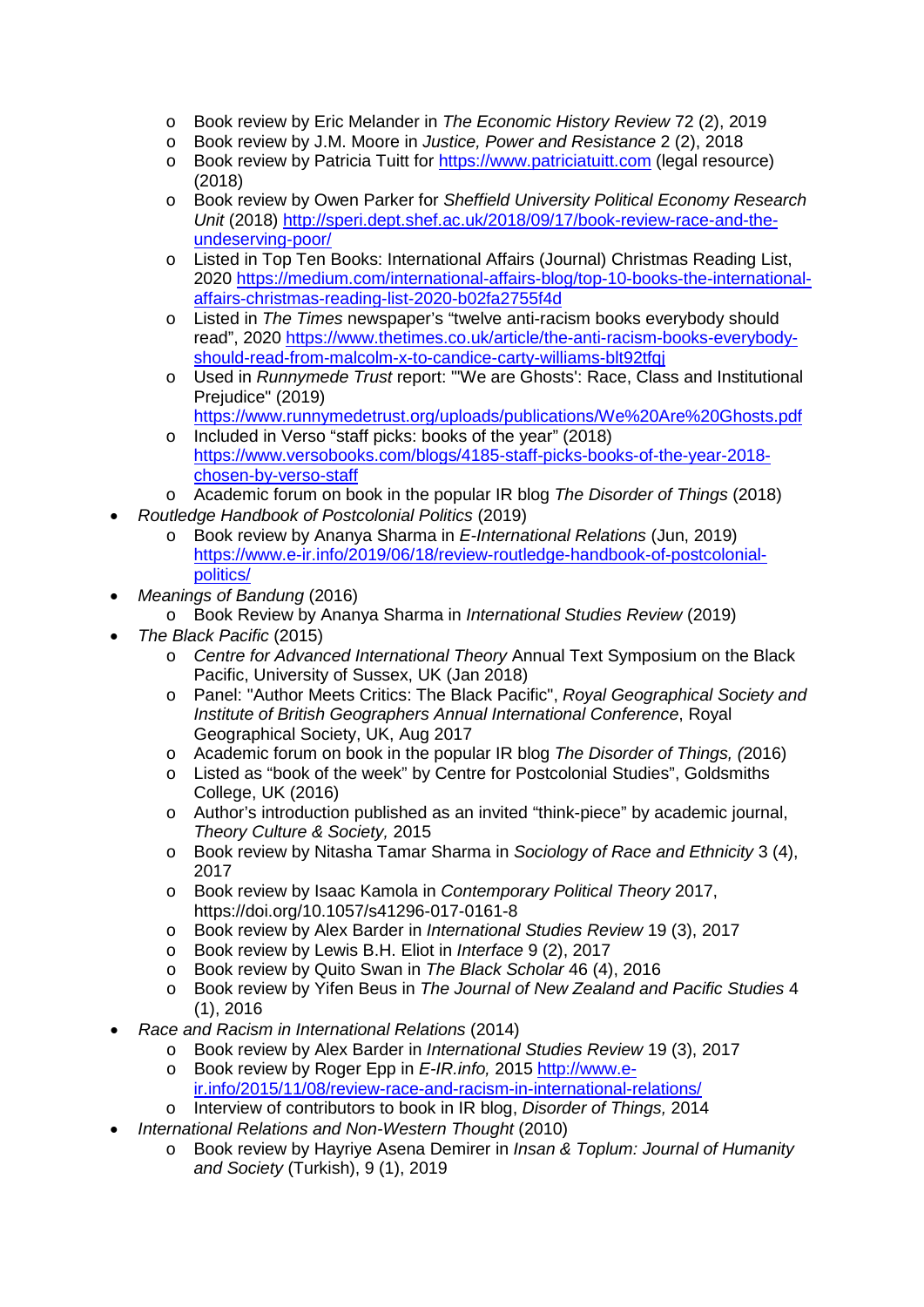- Book review by Eric Melander in *The Economic History Review* 72 (2), 2019
  - Book review by J.M. Moore in *Justice, Power and Resistance* 2 (2), 2018
  - Book review by Patricia Tuitt for https://www.patriciatuitt.com (legal resource) (2018)
  - Book review by Owen Parker for *Sheffield University Political Economy Research Unit* (2018) http://speri.dept.shef.ac.uk/2018/09/17/book-review-race-and-the-undeserving-poor/
  - Listed in Top Ten Books: International Affairs (Journal) Christmas Reading List, 2020 https://medium.com/international-affairs-blog/top-10-books-the-international-affairs-christmas-reading-list-2020-b02fa2755f4d
  - Listed in *The Times* newspaper's "twelve anti-racism books everybody should read", 2020 https://www.thetimes.co.uk/article/the-anti-racism-books-everybody-should-read-from-malcolm-x-to-candice-carty-williams-blt92tfqj
  - Used in *Runnymede Trust* report: "'We are Ghosts': Race, Class and Institutional Prejudice" (2019) https://www.runnymedetrust.org/uploads/publications/We%20Are%20Ghosts.pdf
  - Included in Verso "staff picks: books of the year" (2018) https://www.versobooks.com/blogs/4185-staff-picks-books-of-the-year-2018-chosen-by-verso-staff
  - Academic forum on book in the popular IR blog *The Disorder of Things* (2018)
- *Routledge Handbook of Postcolonial Politics* (2019)
  - Book review by Ananya Sharma in *E-International Relations* (Jun, 2019) https://www.e-ir.info/2019/06/18/review-routledge-handbook-of-postcolonial-politics/
- *Meanings of Bandung* (2016)
  - Book Review by Ananya Sharma in *International Studies Review* (2019)
- *The Black Pacific* (2015)
  - *Centre for Advanced International Theory* Annual Text Symposium on the Black Pacific, University of Sussex, UK (Jan 2018)
  - Panel: "Author Meets Critics: The Black Pacific", *Royal Geographical Society and Institute of British Geographers Annual International Conference*, Royal Geographical Society, UK, Aug 2017
  - Academic forum on book in the popular IR blog *The Disorder of Things, (*2016)
  - Listed as "book of the week" by Centre for Postcolonial Studies", Goldsmiths College, UK (2016)
  - Author's introduction published as an invited "think-piece" by academic journal, *Theory Culture & Society,* 2015
  - Book review by Nitasha Tamar Sharma in *Sociology of Race and Ethnicity* 3 (4), 2017
  - Book review by Isaac Kamola in *Contemporary Political Theory* 2017, https://doi.org/10.1057/s41296-017-0161-8
  - Book review by Alex Barder in *International Studies Review* 19 (3), 2017
  - Book review by Lewis B.H. Eliot in *Interface* 9 (2), 2017
  - Book review by Quito Swan in *The Black Scholar* 46 (4), 2016
  - Book review by Yifen Beus in *The Journal of New Zealand and Pacific Studies* 4 (1), 2016
- *Race and Racism in International Relations* (2014)
  - Book review by Alex Barder in *International Studies Review* 19 (3), 2017
  - Book review by Roger Epp in *E-IR.info,* 2015 http://www.e-ir.info/2015/11/08/review-race-and-racism-in-international-relations/
  - Interview of contributors to book in IR blog, *Disorder of Things,* 2014
- *International Relations and Non-Western Thought* (2010)
  - Book review by Hayriye Asena Demirer in *Insan & Toplum: Journal of Humanity and Society* (Turkish), 9 (1), 2019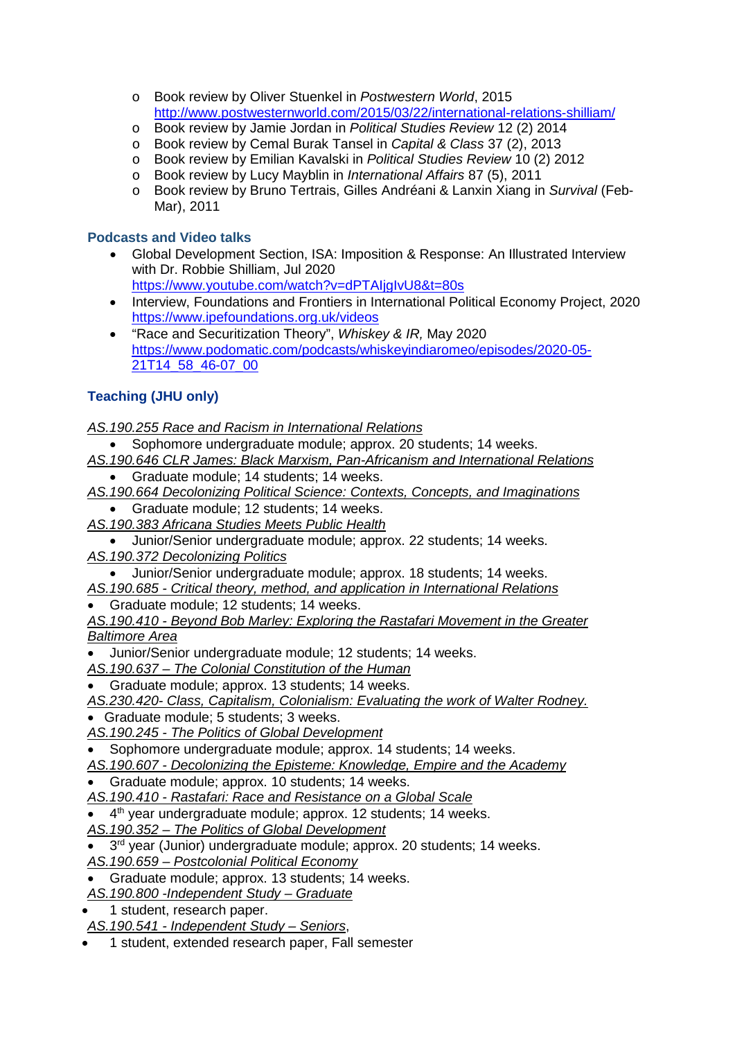- Book review by Oliver Stuenkel in *Postwestern World*, 2015 http://www.postwesternworld.com/2015/03/22/international-relations-shilliam/
- Book review by Jamie Jordan in *Political Studies Review* 12 (2) 2014
- Book review by Cemal Burak Tansel in *Capital & Class* 37 (2), 2013
- Book review by Emilian Kavalski in *Political Studies Review* 10 (2) 2012
- Book review by Lucy Mayblin in *International Affairs* 87 (5), 2011
- Book review by Bruno Tertrais, Gilles Andréani & Lanxin Xiang in *Survival* (Feb-Mar), 2011

### Podcasts and Video talks

- Global Development Section, ISA: Imposition & Response: An Illustrated Interview with Dr. Robbie Shilliam, Jul 2020 https://www.youtube.com/watch?v=dPTAIjgIvU8&t=80s
- Interview, Foundations and Frontiers in International Political Economy Project, 2020 https://www.ipefoundations.org.uk/videos
- "Race and Securitization Theory", *Whiskey & IR,* May 2020 https://www.podomatic.com/podcasts/whiskeyindiaromeo/episodes/2020-05-21T14_58_46-07_00

### Teaching (JHU only)

*AS.190.255 Race and Racism in International Relations*
- Sophomore undergraduate module; approx. 20 students; 14 weeks.

*AS.190.646 CLR James: Black Marxism, Pan-Africanism and International Relations*
- Graduate module; 14 students; 14 weeks.

*AS.190.664 Decolonizing Political Science: Contexts, Concepts, and Imaginations*
- Graduate module; 12 students; 14 weeks.

*AS.190.383 Africana Studies Meets Public Health*
- Junior/Senior undergraduate module; approx. 22 students; 14 weeks.

*AS.190.372 Decolonizing Politics*
- Junior/Senior undergraduate module; approx. 18 students; 14 weeks.

*AS.190.685 - Critical theory, method, and application in International Relations*
- Graduate module; 12 students; 14 weeks.

*AS.190.410 - Beyond Bob Marley: Exploring the Rastafari Movement in the Greater Baltimore Area*
- Junior/Senior undergraduate module; 12 students; 14 weeks.

*AS.190.637 – The Colonial Constitution of the Human*
- Graduate module; approx. 13 students; 14 weeks.

*AS.230.420- Class, Capitalism, Colonialism: Evaluating the work of Walter Rodney.*
- Graduate module; 5 students; 3 weeks.

*AS.190.245 - The Politics of Global Development*
- Sophomore undergraduate module; approx. 14 students; 14 weeks.

*AS.190.607 - Decolonizing the Episteme: Knowledge, Empire and the Academy*
- Graduate module; approx. 10 students; 14 weeks.

*AS.190.410 - Rastafari: Race and Resistance on a Global Scale*
- 4th year undergraduate module; approx. 12 students; 14 weeks.

*AS.190.352 – The Politics of Global Development*
- 3rd year (Junior) undergraduate module; approx. 20 students; 14 weeks.

*AS.190.659 – Postcolonial Political Economy*
- Graduate module; approx. 13 students; 14 weeks.

*AS.190.800 -Independent Study – Graduate*
- 1 student, research paper.

*AS.190.541 - Independent Study – Seniors*,
- 1 student, extended research paper, Fall semester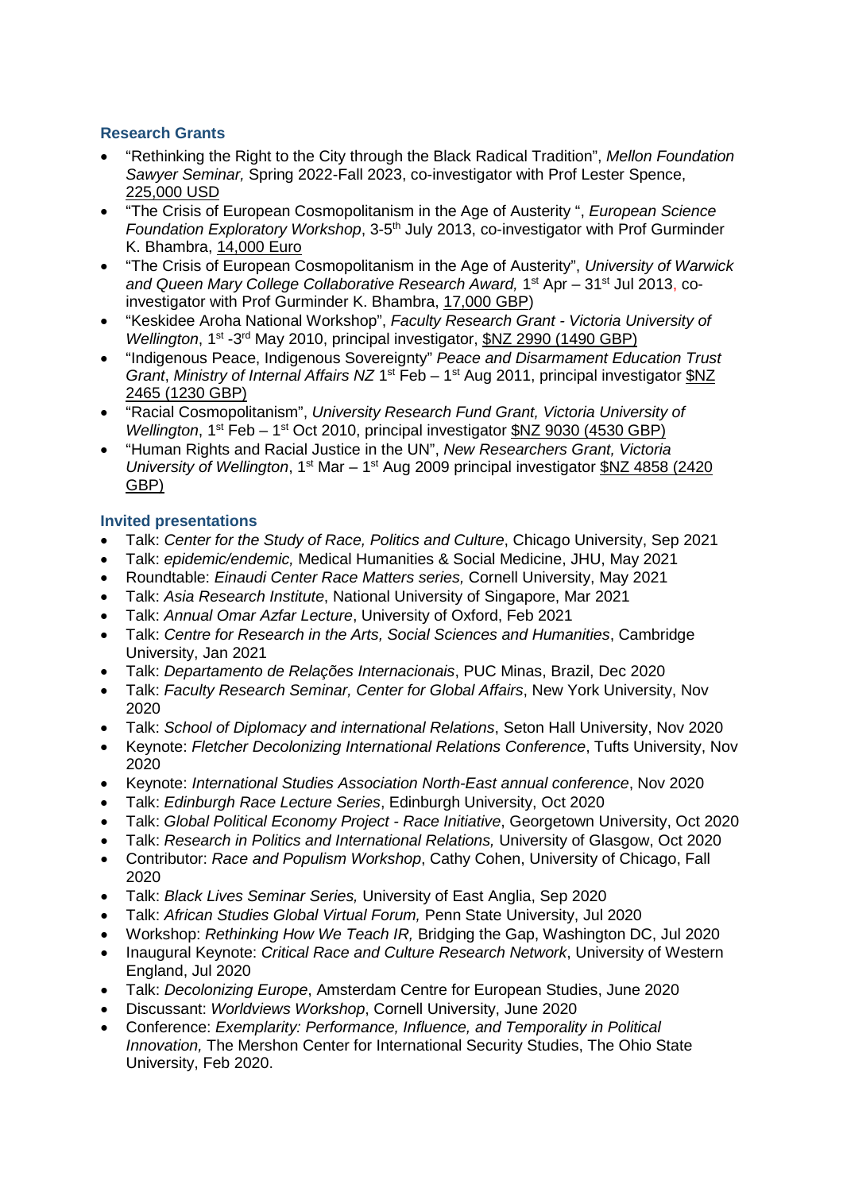## Research Grants

- "Rethinking the Right to the City through the Black Radical Tradition", *Mellon Foundation Sawyer Seminar,* Spring 2022-Fall 2023, co-investigator with Prof Lester Spence, 225,000 USD
- "The Crisis of European Cosmopolitanism in the Age of Austerity ", *European Science Foundation Exploratory Workshop*, 3-5th July 2013, co-investigator with Prof Gurminder K. Bhambra, 14,000 Euro
- "The Crisis of European Cosmopolitanism in the Age of Austerity", *University of Warwick and Queen Mary College Collaborative Research Award,* 1st Apr – 31st Jul 2013, co-investigator with Prof Gurminder K. Bhambra, 17,000 GBP)
- "Keskidee Aroha National Workshop", *Faculty Research Grant - Victoria University of Wellington*, 1st -3rd May 2010, principal investigator, $NZ 2990 (1490 GBP)
- "Indigenous Peace, Indigenous Sovereignty" *Peace and Disarmament Education Trust Grant*, *Ministry of Internal Affairs NZ* 1st Feb – 1st Aug 2011, principal investigator $NZ 2465 (1230 GBP)
- "Racial Cosmopolitanism", *University Research Fund Grant, Victoria University of Wellington*, 1st Feb – 1st Oct 2010, principal investigator $NZ 9030 (4530 GBP)
- "Human Rights and Racial Justice in the UN", *New Researchers Grant, Victoria University of Wellington*, 1st Mar – 1st Aug 2009 principal investigator $NZ 4858 (2420 GBP)

## Invited presentations

- Talk: *Center for the Study of Race, Politics and Culture*, Chicago University, Sep 2021
- Talk: *epidemic/endemic,* Medical Humanities & Social Medicine, JHU, May 2021
- Roundtable: *Einaudi Center Race Matters series,* Cornell University, May 2021
- Talk: *Asia Research Institute*, National University of Singapore, Mar 2021
- Talk: *Annual Omar Azfar Lecture*, University of Oxford, Feb 2021
- Talk: *Centre for Research in the Arts, Social Sciences and Humanities*, Cambridge University, Jan 2021
- Talk: *Departamento de Relações Internacionais*, PUC Minas, Brazil, Dec 2020
- Talk: *Faculty Research Seminar, Center for Global Affairs*, New York University, Nov 2020
- Talk: *School of Diplomacy and international Relations*, Seton Hall University, Nov 2020
- Keynote: *Fletcher Decolonizing International Relations Conference*, Tufts University, Nov 2020
- Keynote: *International Studies Association North-East annual conference*, Nov 2020
- Talk: *Edinburgh Race Lecture Series*, Edinburgh University, Oct 2020
- Talk: *Global Political Economy Project - Race Initiative*, Georgetown University, Oct 2020
- Talk: *Research in Politics and International Relations,* University of Glasgow, Oct 2020
- Contributor: *Race and Populism Workshop*, Cathy Cohen, University of Chicago, Fall 2020
- Talk: *Black Lives Seminar Series,* University of East Anglia, Sep 2020
- Talk: *African Studies Global Virtual Forum,* Penn State University, Jul 2020
- Workshop: *Rethinking How We Teach IR,* Bridging the Gap, Washington DC, Jul 2020
- Inaugural Keynote: *Critical Race and Culture Research Network*, University of Western England, Jul 2020
- Talk: *Decolonizing Europe*, Amsterdam Centre for European Studies, June 2020
- Discussant: *Worldviews Workshop*, Cornell University, June 2020
- Conference: *Exemplarity: Performance, Influence, and Temporality in Political Innovation,* The Mershon Center for International Security Studies, The Ohio State University, Feb 2020.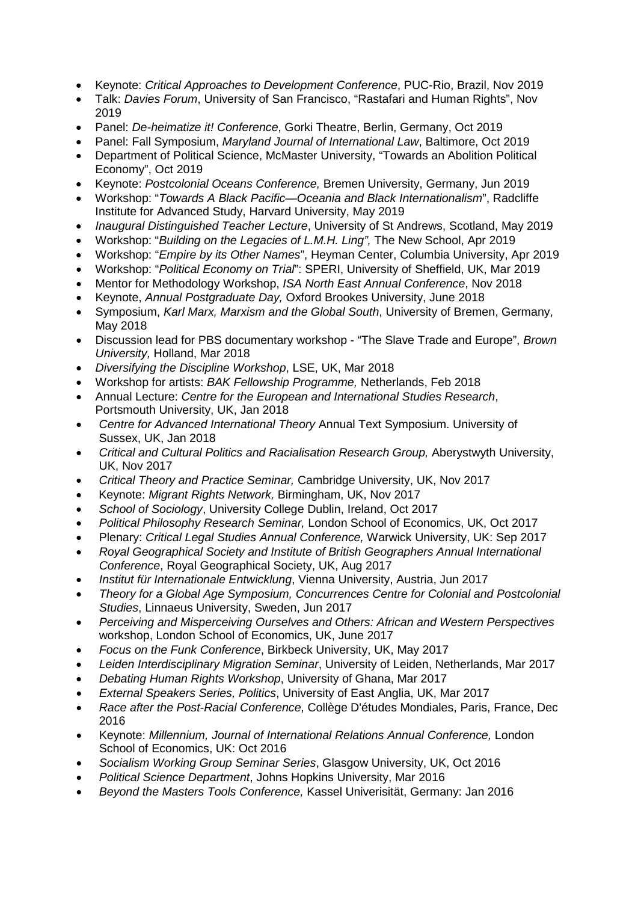- Keynote: *Critical Approaches to Development Conference*, PUC-Rio, Brazil, Nov 2019
- Talk: *Davies Forum*, University of San Francisco, "Rastafari and Human Rights", Nov 2019
- Panel: *De-heimatize it! Conference*, Gorki Theatre, Berlin, Germany, Oct 2019
- Panel: Fall Symposium, *Maryland Journal of International Law*, Baltimore, Oct 2019
- Department of Political Science, McMaster University, "Towards an Abolition Political Economy", Oct 2019
- Keynote: *Postcolonial Oceans Conference,* Bremen University, Germany, Jun 2019
- Workshop: "*Towards A Black Pacific—Oceania and Black Internationalism*", Radcliffe Institute for Advanced Study, Harvard University, May 2019
- *Inaugural Distinguished Teacher Lecture*, University of St Andrews, Scotland, May 2019
- Workshop: "*Building on the Legacies of L.M.H. Ling",* The New School, Apr 2019
- Workshop: "*Empire by its Other Names*", Heyman Center, Columbia University, Apr 2019
- Workshop: "*Political Economy on Trial*": SPERI, University of Sheffield, UK, Mar 2019
- Mentor for Methodology Workshop, *ISA North East Annual Conference*, Nov 2018
- Keynote, *Annual Postgraduate Day,* Oxford Brookes University, June 2018
- Symposium, *Karl Marx, Marxism and the Global South*, University of Bremen, Germany, May 2018
- Discussion lead for PBS documentary workshop - "The Slave Trade and Europe", *Brown University,* Holland, Mar 2018
- *Diversifying the Discipline Workshop*, LSE, UK, Mar 2018
- Workshop for artists: *BAK Fellowship Programme,* Netherlands, Feb 2018
- Annual Lecture: *Centre for the European and International Studies Research*, Portsmouth University, UK, Jan 2018
- *Centre for Advanced International Theory* Annual Text Symposium. University of Sussex, UK, Jan 2018
- *Critical and Cultural Politics and Racialisation Research Group,* Aberystwyth University, UK, Nov 2017
- *Critical Theory and Practice Seminar,* Cambridge University, UK, Nov 2017
- Keynote: *Migrant Rights Network,* Birmingham, UK, Nov 2017
- *School of Sociology*, University College Dublin, Ireland, Oct 2017
- *Political Philosophy Research Seminar,* London School of Economics, UK, Oct 2017
- Plenary: *Critical Legal Studies Annual Conference,* Warwick University, UK: Sep 2017
- *Royal Geographical Society and Institute of British Geographers Annual International Conference*, Royal Geographical Society, UK, Aug 2017
- *Institut für Internationale Entwicklung*, Vienna University, Austria, Jun 2017
- *Theory for a Global Age Symposium, Concurrences Centre for Colonial and Postcolonial Studies*, Linnaeus University, Sweden, Jun 2017
- *Perceiving and Misperceiving Ourselves and Others: African and Western Perspectives* workshop, London School of Economics, UK, June 2017
- *Focus on the Funk Conference*, Birkbeck University, UK, May 2017
- *Leiden Interdisciplinary Migration Seminar*, University of Leiden, Netherlands, Mar 2017
- *Debating Human Rights Workshop*, University of Ghana, Mar 2017
- *External Speakers Series, Politics*, University of East Anglia, UK, Mar 2017
- *Race after the Post-Racial Conference*, Collège D'études Mondiales, Paris, France, Dec 2016
- Keynote: *Millennium, Journal of International Relations Annual Conference,* London School of Economics, UK: Oct 2016
- *Socialism Working Group Seminar Series*, Glasgow University, UK, Oct 2016
- *Political Science Department*, Johns Hopkins University, Mar 2016
- *Beyond the Masters Tools Conference,* Kassel Univerisität, Germany: Jan 2016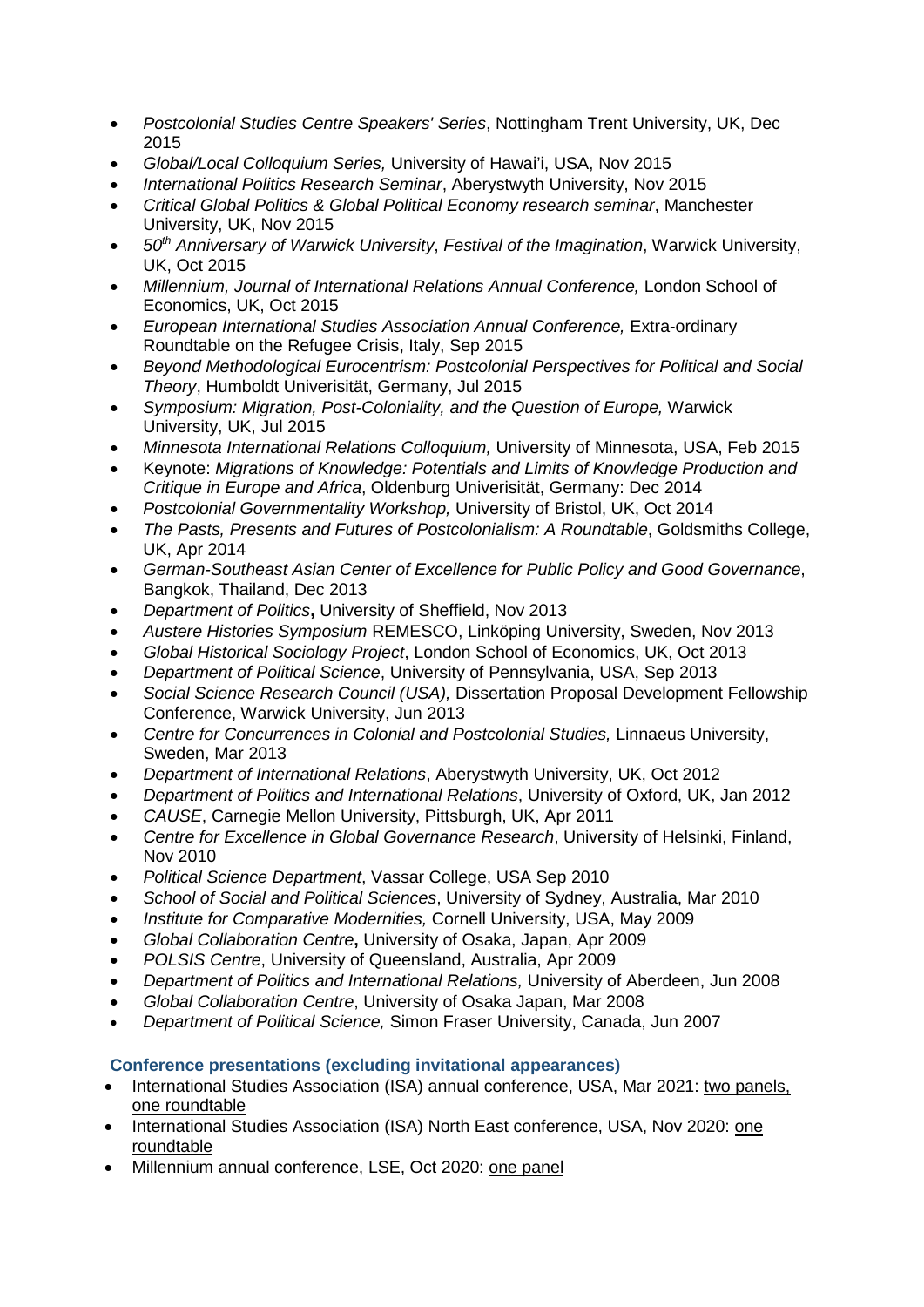- *Postcolonial Studies Centre Speakers' Series*, Nottingham Trent University, UK, Dec 2015
- *Global/Local Colloquium Series,* University of Hawai'i, USA, Nov 2015
- *International Politics Research Seminar*, Aberystwyth University, Nov 2015
- *Critical Global Politics & Global Political Economy research seminar*, Manchester University, UK, Nov 2015
- *50th Anniversary of Warwick University*, *Festival of the Imagination*, Warwick University, UK, Oct 2015
- *Millennium, Journal of International Relations Annual Conference,* London School of Economics, UK, Oct 2015
- *European International Studies Association Annual Conference,* Extra-ordinary Roundtable on the Refugee Crisis, Italy, Sep 2015
- *Beyond Methodological Eurocentrism: Postcolonial Perspectives for Political and Social Theory*, Humboldt Univerisität, Germany, Jul 2015
- *Symposium: Migration, Post-Coloniality, and the Question of Europe,* Warwick University, UK, Jul 2015
- *Minnesota International Relations Colloquium,* University of Minnesota, USA, Feb 2015
- Keynote: *Migrations of Knowledge: Potentials and Limits of Knowledge Production and Critique in Europe and Africa*, Oldenburg Univerisität, Germany: Dec 2014
- *Postcolonial Governmentality Workshop,* University of Bristol, UK, Oct 2014
- *The Pasts, Presents and Futures of Postcolonialism: A Roundtable*, Goldsmiths College, UK, Apr 2014
- *German-Southeast Asian Center of Excellence for Public Policy and Good Governance*, Bangkok, Thailand, Dec 2013
- *Department of Politics***,** University of Sheffield, Nov 2013
- *Austere Histories Symposium* REMESCO, Linköping University, Sweden, Nov 2013
- *Global Historical Sociology Project*, London School of Economics, UK, Oct 2013
- *Department of Political Science*, University of Pennsylvania, USA, Sep 2013
- *Social Science Research Council (USA),* Dissertation Proposal Development Fellowship Conference, Warwick University, Jun 2013
- *Centre for Concurrences in Colonial and Postcolonial Studies,* Linnaeus University, Sweden, Mar 2013
- *Department of International Relations*, Aberystwyth University, UK, Oct 2012
- *Department of Politics and International Relations*, University of Oxford, UK, Jan 2012
- *CAUSE*, Carnegie Mellon University, Pittsburgh, UK, Apr 2011
- *Centre for Excellence in Global Governance Research*, University of Helsinki, Finland, Nov 2010
- *Political Science Department*, Vassar College, USA Sep 2010
- *School of Social and Political Sciences*, University of Sydney, Australia, Mar 2010
- *Institute for Comparative Modernities,* Cornell University, USA, May 2009
- *Global Collaboration Centre***,** University of Osaka, Japan, Apr 2009
- *POLSIS Centre*, University of Queensland, Australia, Apr 2009
- *Department of Politics and International Relations,* University of Aberdeen, Jun 2008
- *Global Collaboration Centre*, University of Osaka Japan, Mar 2008
- *Department of Political Science,* Simon Fraser University, Canada, Jun 2007

### Conference presentations (excluding invitational appearances)

- International Studies Association (ISA) annual conference, USA, Mar 2021: two panels, one roundtable
- International Studies Association (ISA) North East conference, USA, Nov 2020: one roundtable
- Millennium annual conference, LSE, Oct 2020: one panel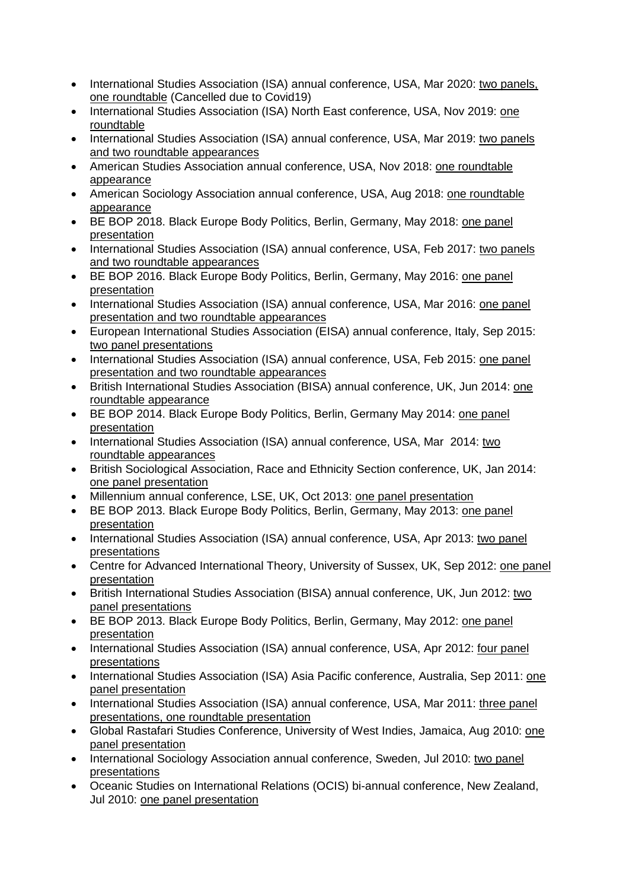- International Studies Association (ISA) annual conference, USA, Mar 2020: two panels, one roundtable (Cancelled due to Covid19)
- International Studies Association (ISA) North East conference, USA, Nov 2019: one roundtable
- International Studies Association (ISA) annual conference, USA, Mar 2019: two panels and two roundtable appearances
- American Studies Association annual conference, USA, Nov 2018: one roundtable appearance
- American Sociology Association annual conference, USA, Aug 2018: one roundtable appearance
- BE BOP 2018. Black Europe Body Politics, Berlin, Germany, May 2018: one panel presentation
- International Studies Association (ISA) annual conference, USA, Feb 2017: two panels and two roundtable appearances
- BE BOP 2016. Black Europe Body Politics, Berlin, Germany, May 2016: one panel presentation
- International Studies Association (ISA) annual conference, USA, Mar 2016: one panel presentation and two roundtable appearances
- European International Studies Association (EISA) annual conference, Italy, Sep 2015: two panel presentations
- International Studies Association (ISA) annual conference, USA, Feb 2015: one panel presentation and two roundtable appearances
- British International Studies Association (BISA) annual conference, UK, Jun 2014: one roundtable appearance
- BE BOP 2014. Black Europe Body Politics, Berlin, Germany May 2014: one panel presentation
- International Studies Association (ISA) annual conference, USA, Mar 2014: two roundtable appearances
- British Sociological Association, Race and Ethnicity Section conference, UK, Jan 2014: one panel presentation
- Millennium annual conference, LSE, UK, Oct 2013: one panel presentation
- BE BOP 2013. Black Europe Body Politics, Berlin, Germany, May 2013: one panel presentation
- International Studies Association (ISA) annual conference, USA, Apr 2013: two panel presentations
- Centre for Advanced International Theory, University of Sussex, UK, Sep 2012: one panel presentation
- British International Studies Association (BISA) annual conference, UK, Jun 2012: two panel presentations
- BE BOP 2013. Black Europe Body Politics, Berlin, Germany, May 2012: one panel presentation
- International Studies Association (ISA) annual conference, USA, Apr 2012: four panel presentations
- International Studies Association (ISA) Asia Pacific conference, Australia, Sep 2011: one panel presentation
- International Studies Association (ISA) annual conference, USA, Mar 2011: three panel presentations, one roundtable presentation
- Global Rastafari Studies Conference, University of West Indies, Jamaica, Aug 2010: one panel presentation
- International Sociology Association annual conference, Sweden, Jul 2010: two panel presentations
- Oceanic Studies on International Relations (OCIS) bi-annual conference, New Zealand, Jul 2010: one panel presentation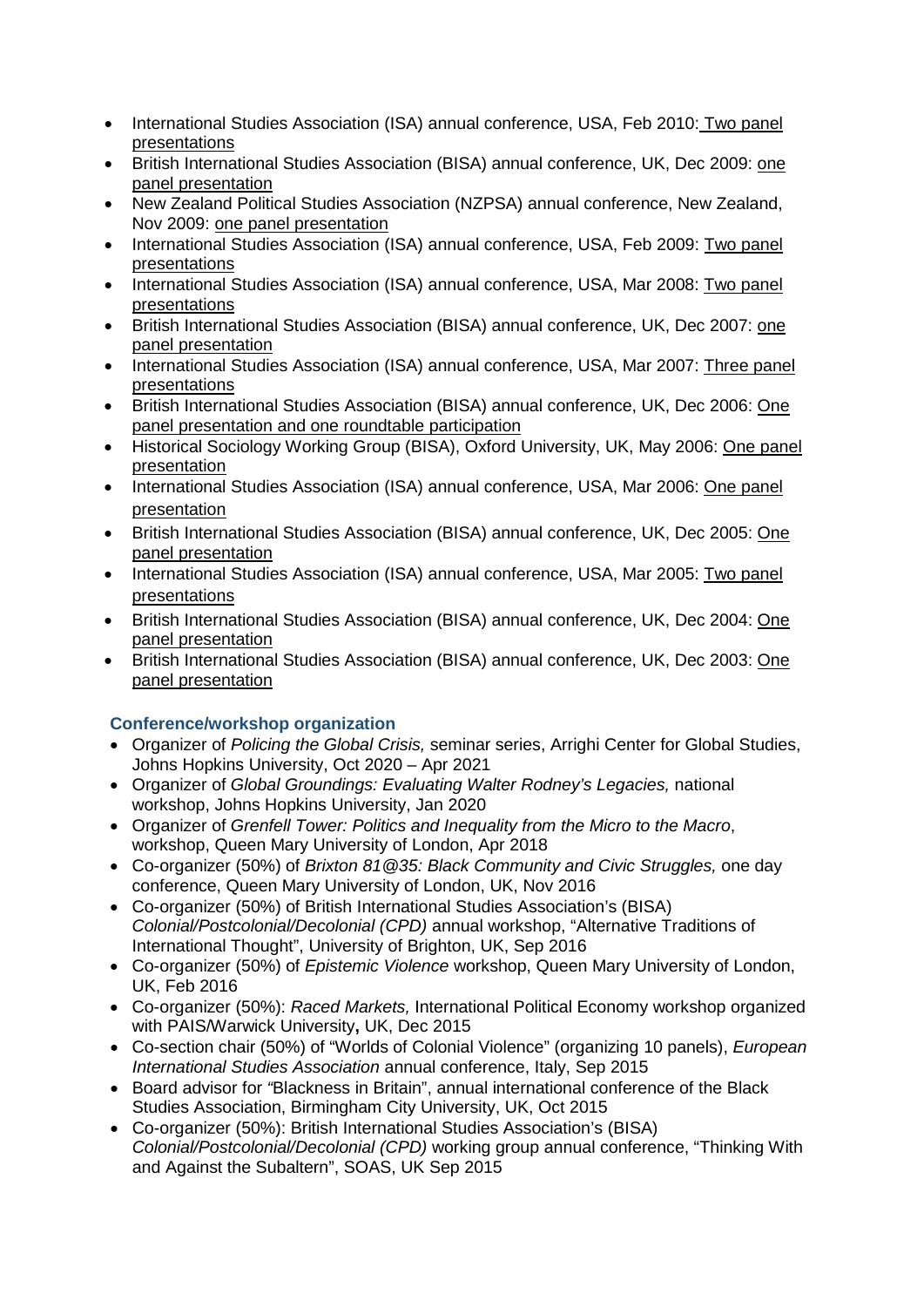- International Studies Association (ISA) annual conference, USA, Feb 2010: Two panel presentations
- British International Studies Association (BISA) annual conference, UK, Dec 2009: one panel presentation
- New Zealand Political Studies Association (NZPSA) annual conference, New Zealand, Nov 2009: one panel presentation
- International Studies Association (ISA) annual conference, USA, Feb 2009: Two panel presentations
- International Studies Association (ISA) annual conference, USA, Mar 2008: Two panel presentations
- British International Studies Association (BISA) annual conference, UK, Dec 2007: one panel presentation
- International Studies Association (ISA) annual conference, USA, Mar 2007: Three panel presentations
- British International Studies Association (BISA) annual conference, UK, Dec 2006: One panel presentation and one roundtable participation
- Historical Sociology Working Group (BISA), Oxford University, UK, May 2006: One panel presentation
- International Studies Association (ISA) annual conference, USA, Mar 2006: One panel presentation
- British International Studies Association (BISA) annual conference, UK, Dec 2005: One panel presentation
- International Studies Association (ISA) annual conference, USA, Mar 2005: Two panel presentations
- British International Studies Association (BISA) annual conference, UK, Dec 2004: One panel presentation
- British International Studies Association (BISA) annual conference, UK, Dec 2003: One panel presentation

### Conference/workshop organization

- Organizer of *Policing the Global Crisis,* seminar series, Arrighi Center for Global Studies, Johns Hopkins University, Oct 2020 – Apr 2021
- Organizer of *Global Groundings: Evaluating Walter Rodney's Legacies,* national workshop, Johns Hopkins University, Jan 2020
- Organizer of *Grenfell Tower: Politics and Inequality from the Micro to the Macro*, workshop, Queen Mary University of London, Apr 2018
- Co-organizer (50%) of *Brixton 81@35: Black Community and Civic Struggles,* one day conference, Queen Mary University of London, UK, Nov 2016
- Co-organizer (50%) of British International Studies Association's (BISA) *Colonial/Postcolonial/Decolonial (CPD)* annual workshop, "Alternative Traditions of International Thought", University of Brighton, UK, Sep 2016
- Co-organizer (50%) of *Epistemic Violence* workshop, Queen Mary University of London, UK, Feb 2016
- Co-organizer (50%): *Raced Markets,* International Political Economy workshop organized with PAIS/Warwick University**,** UK, Dec 2015
- Co-section chair (50%) of "Worlds of Colonial Violence" (organizing 10 panels), *European International Studies Association* annual conference, Italy, Sep 2015
- Board advisor for "Blackness in Britain", annual international conference of the Black Studies Association, Birmingham City University, UK, Oct 2015
- Co-organizer (50%): British International Studies Association's (BISA) *Colonial/Postcolonial/Decolonial (CPD)* working group annual conference, "Thinking With and Against the Subaltern", SOAS, UK Sep 2015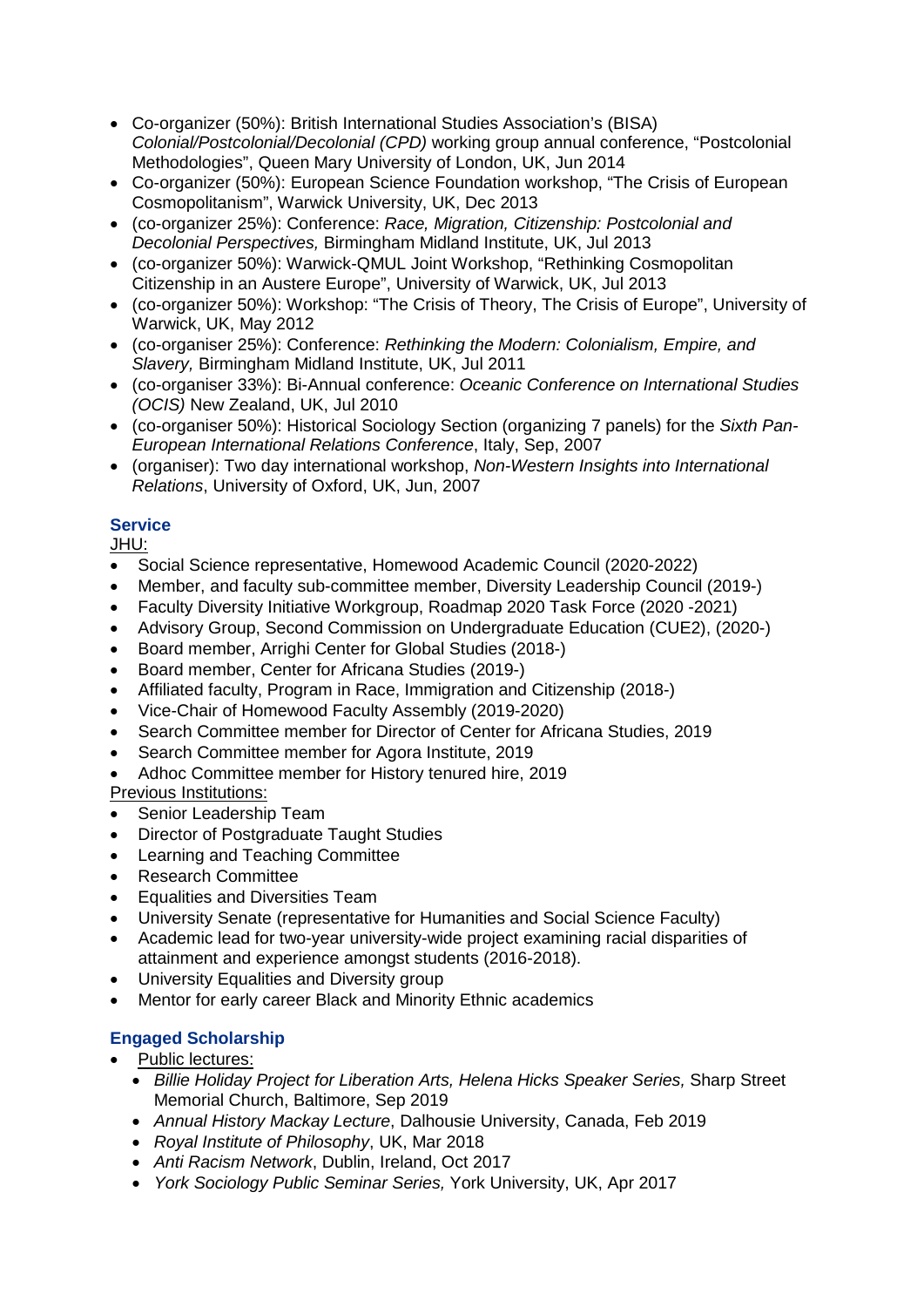- Co-organizer (50%): British International Studies Association's (BISA) *Colonial/Postcolonial/Decolonial (CPD)* working group annual conference, "Postcolonial Methodologies", Queen Mary University of London, UK, Jun 2014
- Co-organizer (50%): European Science Foundation workshop, "The Crisis of European Cosmopolitanism", Warwick University, UK, Dec 2013
- (co-organizer 25%): Conference: *Race, Migration, Citizenship: Postcolonial and Decolonial Perspectives,* Birmingham Midland Institute, UK, Jul 2013
- (co-organizer 50%): Warwick-QMUL Joint Workshop, "Rethinking Cosmopolitan Citizenship in an Austere Europe", University of Warwick, UK, Jul 2013
- (co-organizer 50%): Workshop: "The Crisis of Theory, The Crisis of Europe", University of Warwick, UK, May 2012
- (co-organiser 25%): Conference: *Rethinking the Modern: Colonialism, Empire, and Slavery,* Birmingham Midland Institute, UK, Jul 2011
- (co-organiser 33%): Bi-Annual conference: *Oceanic Conference on International Studies (OCIS)* New Zealand, UK, Jul 2010
- (co-organiser 50%): Historical Sociology Section (organizing 7 panels) for the *Sixth Pan-European International Relations Conference*, Italy, Sep, 2007
- (organiser): Two day international workshop, *Non-Western Insights into International Relations*, University of Oxford, UK, Jun, 2007

## Service

JHU:

- Social Science representative, Homewood Academic Council (2020-2022)
- Member, and faculty sub-committee member, Diversity Leadership Council (2019-)
- Faculty Diversity Initiative Workgroup, Roadmap 2020 Task Force (2020 -2021)
- Advisory Group, Second Commission on Undergraduate Education (CUE2), (2020-)
- Board member, Arrighi Center for Global Studies (2018-)
- Board member, Center for Africana Studies (2019-)
- Affiliated faculty, Program in Race, Immigration and Citizenship (2018-)
- Vice-Chair of Homewood Faculty Assembly (2019-2020)
- Search Committee member for Director of Center for Africana Studies, 2019
- Search Committee member for Agora Institute, 2019
- Adhoc Committee member for History tenured hire, 2019

Previous Institutions:

- Senior Leadership Team
- Director of Postgraduate Taught Studies
- Learning and Teaching Committee
- Research Committee
- Equalities and Diversities Team
- University Senate (representative for Humanities and Social Science Faculty)
- Academic lead for two-year university-wide project examining racial disparities of attainment and experience amongst students (2016-2018).
- University Equalities and Diversity group
- Mentor for early career Black and Minority Ethnic academics

## Engaged Scholarship

- Public lectures:
  - *Billie Holiday Project for Liberation Arts, Helena Hicks Speaker Series,* Sharp Street Memorial Church, Baltimore, Sep 2019
  - *Annual History Mackay Lecture*, Dalhousie University, Canada, Feb 2019
  - *Royal Institute of Philosophy*, UK, Mar 2018
  - *Anti Racism Network*, Dublin, Ireland, Oct 2017
  - *York Sociology Public Seminar Series,* York University, UK, Apr 2017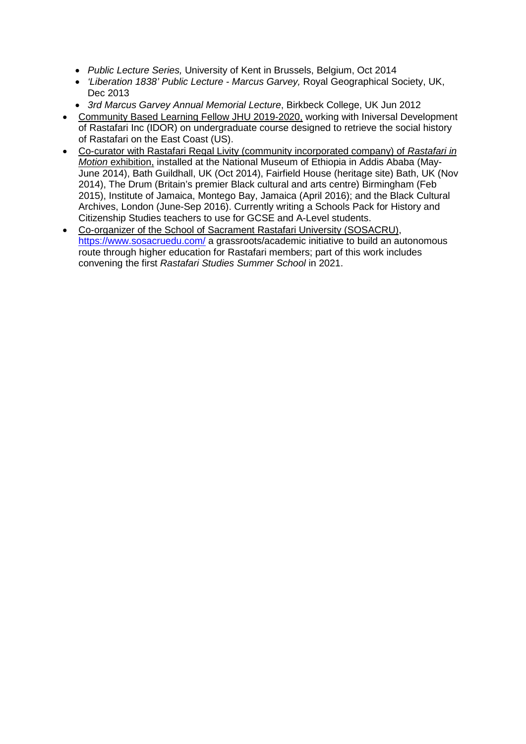- *Public Lecture Series,* University of Kent in Brussels, Belgium, Oct 2014
  - *'Liberation 1838' Public Lecture - Marcus Garvey,* Royal Geographical Society, UK, Dec 2013
  - *3rd Marcus Garvey Annual Memorial Lecture*, Birkbeck College, UK Jun 2012
- <u>Community Based Learning Fellow JHU 2019-2020,</u> working with Iniversal Development of Rastafari Inc (IDOR) on undergraduate course designed to retrieve the social history of Rastafari on the East Coast (US).
- <u>Co-curator with Rastafari Regal Livity (community incorporated company) of *Rastafari in Motion* exhibition,</u> installed at the National Museum of Ethiopia in Addis Ababa (May-June 2014), Bath Guildhall, UK (Oct 2014), Fairfield House (heritage site) Bath, UK (Nov 2014), The Drum (Britain's premier Black cultural and arts centre) Birmingham (Feb 2015), Institute of Jamaica, Montego Bay, Jamaica (April 2016); and the Black Cultural Archives, London (June-Sep 2016). Currently writing a Schools Pack for History and Citizenship Studies teachers to use for GCSE and A-Level students.
- <u>Co-organizer of the School of Sacrament Rastafari University (SOSACRU)</u>, https://www.sosacruedu.com/ a grassroots/academic initiative to build an autonomous route through higher education for Rastafari members; part of this work includes convening the first *Rastafari Studies Summer School* in 2021.